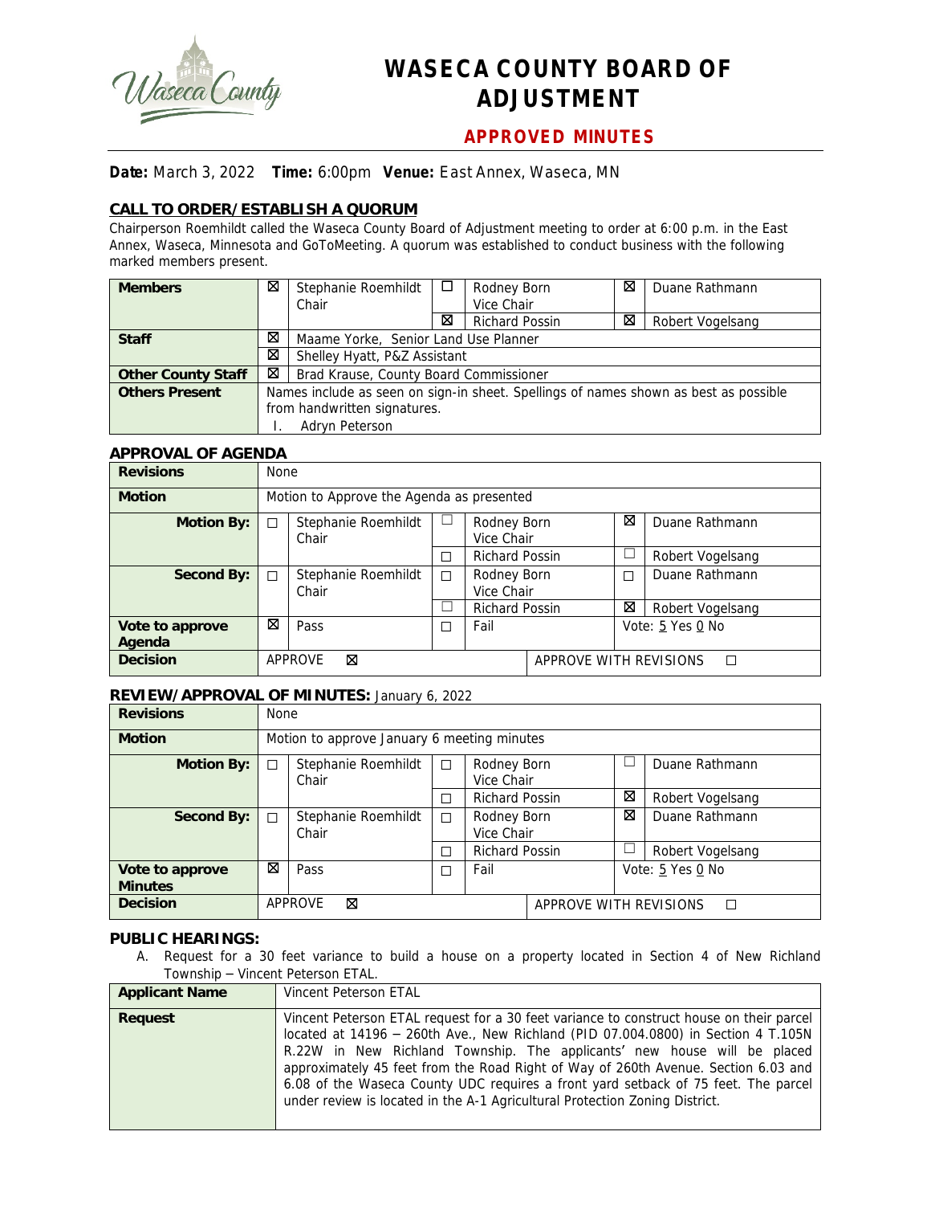# WASECA COUNTY BOARD OF ADJUSTMENT

## APPROVED MINUTES

**Date:** March 3, 2022 **Time:** 6:00pm **Venue:** East Annex, Waseca, MN

### CALL TO ORDER/ESTABLISH A QUORUM

Chairperson Roemhildt called the Waseca County Board of Adjustment meeting to order at 6:00 p.m. in the East Annex, Waseca, Minnesota and GoToMeeting. A quorum was established to conduct business with the following marked members present.

| | | | | | | |
|---|---|---|---|---|---|---|
| **Members** | ☒ | Stephanie Roemhildt Chair | ☐ | Rodney Born Vice Chair | ☒ | Duane Rathmann |
| | | | ☒ | Richard Possin | ☒ | Robert Vogelsang |
| **Staff** | ☒ | Maame Yorke, Senior Land Use Planner | | | | |
| | ☒ | Shelley Hyatt, P&Z Assistant | | | | |
| **Other County Staff** | ☒ | Brad Krause, County Board Commissioner | | | | |
| **Others Present** | Names include as seen on sign-in sheet. Spellings of names shown as best as possible from handwritten signatures. I. Adryn Peterson | | | | | |

### APPROVAL OF AGENDA

| | | | | | | |
|---|---|---|---|---|---|---|
| **Revisions** | None | | | | | |
| **Motion** | Motion to Approve the Agenda as presented | | | | | |
| **Motion By:** | ☐ | Stephanie Roemhildt Chair | ☐ | Rodney Born Vice Chair | ☒ | Duane Rathmann |
| | | | ☐ | Richard Possin | ☐ | Robert Vogelsang |
| **Second By:** | ☐ | Stephanie Roemhildt Chair | ☐ | Rodney Born Vice Chair | ☐ | Duane Rathmann |
| | | | ☐ | Richard Possin | ☒ | Robert Vogelsang |
| **Vote to approve Agenda** | ☒ | Pass | ☐ | Fail | Vote: 5 Yes 0 No | |
| **Decision** | APPROVE ☒ | | | | APPROVE WITH REVISIONS ☐ | |

### REVIEW/APPROVAL OF MINUTES: January 6, 2022

| | | | | | | |
|---|---|---|---|---|---|---|
| **Revisions** | None | | | | | |
| **Motion** | Motion to approve January 6 meeting minutes | | | | | |
| **Motion By:** | ☐ | Stephanie Roemhildt Chair | ☐ | Rodney Born Vice Chair | ☐ | Duane Rathmann |
| | | | ☐ | Richard Possin | ☒ | Robert Vogelsang |
| **Second By:** | ☐ | Stephanie Roemhildt Chair | ☐ | Rodney Born Vice Chair | ☒ | Duane Rathmann |
| | | | ☐ | Richard Possin | ☐ | Robert Vogelsang |
| **Vote to approve Minutes** | ☒ | Pass | ☐ | Fail | Vote: 5 Yes 0 No | |
| **Decision** | APPROVE ☒ | | | | APPROVE WITH REVISIONS ☐ | |

### PUBLIC HEARINGS:

A. Request for a 30 feet variance to build a house on a property located in Section 4 of New Richland Township – Vincent Peterson ETAL.

| | |
|---|---|
| **Applicant Name** | Vincent Peterson ETAL |
| **Request** | Vincent Peterson ETAL request for a 30 feet variance to construct house on their parcel located at 14196 – 260th Ave., New Richland (PID 07.004.0800) in Section 4 T.105N R.22W in New Richland Township. The applicants' new house will be placed approximately 45 feet from the Road Right of Way of 260th Avenue. Section 6.03 and 6.08 of the Waseca County UDC requires a front yard setback of 75 feet. The parcel under review is located in the A-1 Agricultural Protection Zoning District. |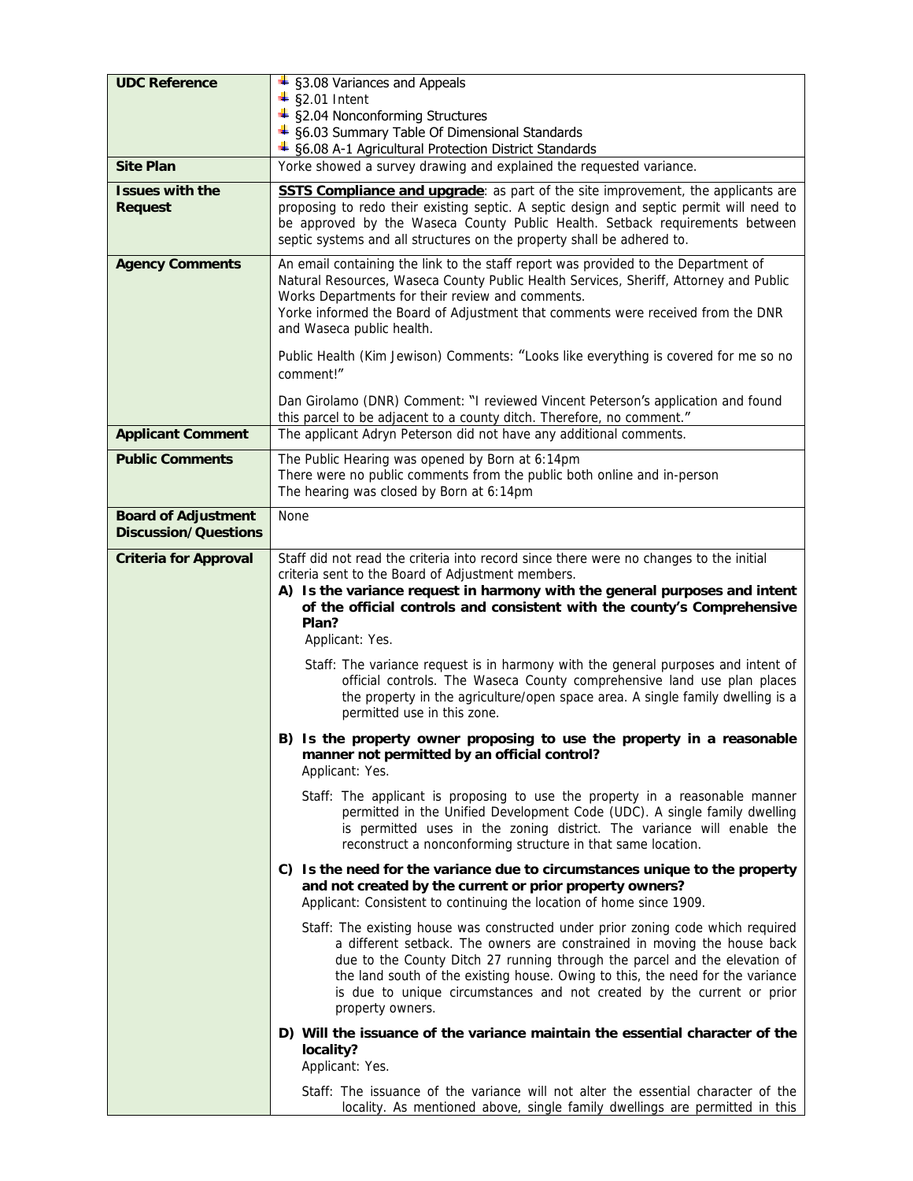| | |
|---|---|
| **UDC Reference** | - §3.08 Variances and Appeals<br>- §2.01 Intent<br>- §2.04 Nonconforming Structures<br>- §6.03 Summary Table Of Dimensional Standards<br>- §6.08 A-1 Agricultural Protection District Standards |
| **Site Plan** | Yorke showed a survey drawing and explained the requested variance. |
| **Issues with the Request** | **<u>SSTS Compliance and upgrade</u>**: as part of the site improvement, the applicants are proposing to redo their existing septic. A septic design and septic permit will need to be approved by the Waseca County Public Health. Setback requirements between septic systems and all structures on the property shall be adhered to. |
| **Agency Comments** | An email containing the link to the staff report was provided to the Department of Natural Resources, Waseca County Public Health Services, Sheriff, Attorney and Public Works Departments for their review and comments.<br>Yorke informed the Board of Adjustment that comments were received from the DNR and Waseca public health.<br><br>Public Health (Kim Jewison) Comments: "Looks like everything is covered for me so no comment!"<br><br>Dan Girolamo (DNR) Comment: "I reviewed Vincent Peterson's application and found this parcel to be adjacent to a county ditch. Therefore, no comment." |
| **Applicant Comment** | The applicant Adryn Peterson did not have any additional comments. |
| **Public Comments** | The Public Hearing was opened by Born at 6:14pm<br>There were no public comments from the public both online and in-person<br>The hearing was closed by Born at 6:14pm |
| **Board of Adjustment Discussion/Questions** | None |
| **Criteria for Approval** | Staff did not read the criteria into record since there were no changes to the initial criteria sent to the Board of Adjustment members.<br>**A) Is the variance request in harmony with the general purposes and intent of the official controls and consistent with the county's Comprehensive Plan?**<br>Applicant: Yes.<br><br>Staff: The variance request is in harmony with the general purposes and intent of official controls. The Waseca County comprehensive land use plan places the property in the agriculture/open space area. A single family dwelling is a permitted use in this zone.<br><br>**B) Is the property owner proposing to use the property in a reasonable manner not permitted by an official control?**<br>Applicant: Yes.<br><br>Staff: The applicant is proposing to use the property in a reasonable manner permitted in the Unified Development Code (UDC). A single family dwelling is permitted uses in the zoning district. The variance will enable the reconstruct a nonconforming structure in that same location.<br><br>**C) Is the need for the variance due to circumstances unique to the property and not created by the current or prior property owners?**<br>Applicant: Consistent to continuing the location of home since 1909.<br><br>Staff: The existing house was constructed under prior zoning code which required a different setback. The owners are constrained in moving the house back due to the County Ditch 27 running through the parcel and the elevation of the land south of the existing house. Owing to this, the need for the variance is due to unique circumstances and not created by the current or prior property owners.<br><br>**D) Will the issuance of the variance maintain the essential character of the locality?**<br>Applicant: Yes.<br><br>Staff: The issuance of the variance will not alter the essential character of the locality. As mentioned above, single family dwellings are permitted in this |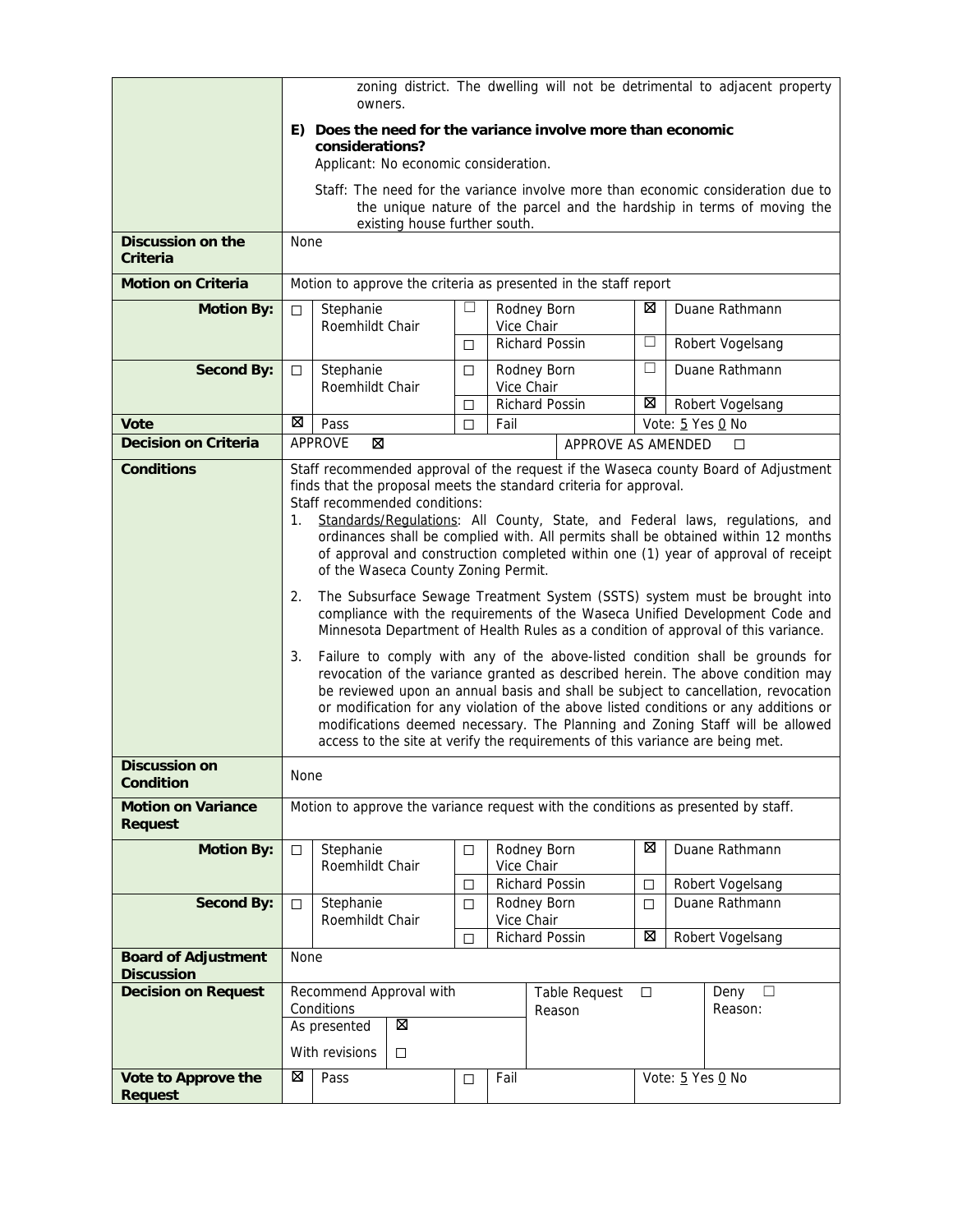| | |
|---|---|
| | zoning district. The dwelling will not be detrimental to adjacent property owners.<br><br>**E) Does the need for the variance involve more than economic considerations?**<br>Applicant: No economic consideration.<br><br>Staff: The need for the variance involve more than economic consideration due to the unique nature of the parcel and the hardship in terms of moving the existing house further south. |
| **Discussion on the Criteria** | None |
| **Motion on Criteria** | Motion to approve the criteria as presented in the staff report |
| **Motion By:** | ☐ Stephanie Roemhildt Chair; ☐ Rodney Born Vice Chair; ☐ Richard Possin; ☒ Duane Rathmann; ☐ Robert Vogelsang |
| **Second By:** | ☐ Stephanie Roemhildt Chair; ☐ Rodney Born Vice Chair; ☐ Richard Possin; ☐ Duane Rathmann; ☒ Robert Vogelsang |
| **Vote** | ☒ Pass; ☐ Fail; Vote: 5 Yes 0 No |
| **Decision on Criteria** | APPROVE ☒; APPROVE AS AMENDED ☐ |
| **Conditions** | Staff recommended approval of the request if the Waseca county Board of Adjustment finds that the proposal meets the standard criteria for approval.<br>Staff recommended conditions:<br>1. Standards/Regulations: All County, State, and Federal laws, regulations, and ordinances shall be complied with. All permits shall be obtained within 12 months of approval and construction completed within one (1) year of approval of receipt of the Waseca County Zoning Permit.<br>2. The Subsurface Sewage Treatment System (SSTS) system must be brought into compliance with the requirements of the Waseca Unified Development Code and Minnesota Department of Health Rules as a condition of approval of this variance.<br>3. Failure to comply with any of the above-listed condition shall be grounds for revocation of the variance granted as described herein. The above condition may be reviewed upon an annual basis and shall be subject to cancellation, revocation or modification for any violation of the above listed conditions or any additions or modifications deemed necessary. The Planning and Zoning Staff will be allowed access to the site at verify the requirements of this variance are being met. |
| **Discussion on Condition** | None |
| **Motion on Variance Request** | Motion to approve the variance request with the conditions as presented by staff. |
| **Motion By:** | ☐ Stephanie Roemhildt Chair; ☐ Rodney Born Vice Chair; ☐ Richard Possin; ☒ Duane Rathmann; ☐ Robert Vogelsang |
| **Second By:** | ☐ Stephanie Roemhildt Chair; ☐ Rodney Born Vice Chair; ☐ Richard Possin; ☐ Duane Rathmann; ☒ Robert Vogelsang |
| **Board of Adjustment Discussion** | None |
| **Decision on Request** | Recommend Approval with Conditions: As presented ☒; With revisions ☐; Table Request ☐ Reason; Deny ☐ Reason: |
| **Vote to Approve the Request** | ☒ Pass; ☐ Fail; Vote: 5 Yes 0 No |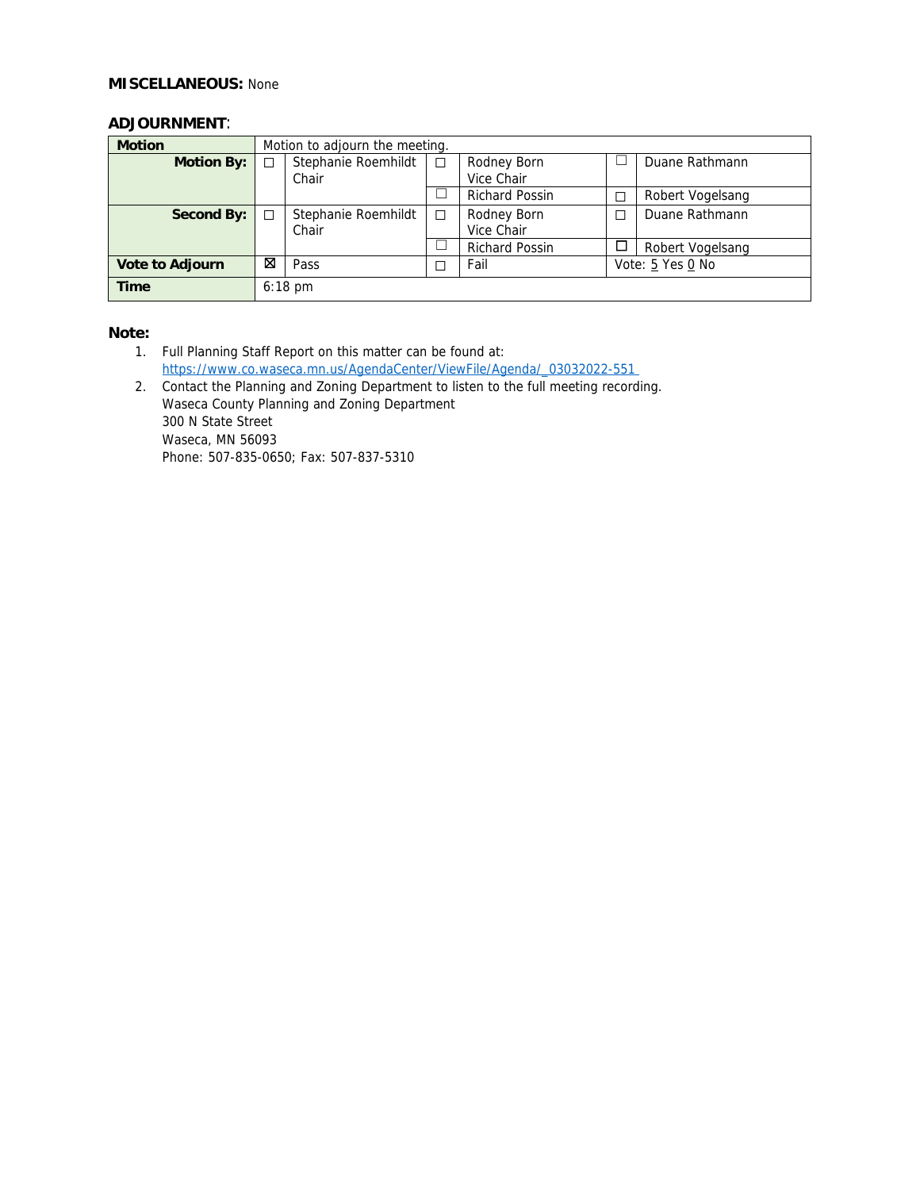**MISCELLANEOUS:** None

**ADJOURNMENT**:

| | | | | | | |
|---|---|---|---|---|---|---|
| **Motion** | Motion to adjourn the meeting. | | | | | |
| **Motion By:** | ☐ | Stephanie Roemhildt Chair | ☐ | Rodney Born Vice Chair | ☐ | Duane Rathmann |
| | | | ☐ | Richard Possin | ☐ | Robert Vogelsang |
| **Second By:** | ☐ | Stephanie Roemhildt Chair | ☐ | Rodney Born Vice Chair | ☐ | Duane Rathmann |
| | | | ☐ | Richard Possin | ☐ | Robert Vogelsang |
| **Vote to Adjourn** | ☒ | Pass | ☐ | Fail | Vote: 5 Yes 0 No | |
| **Time** | 6:18 pm | | | | | |

**Note:**

1. Full Planning Staff Report on this matter can be found at: https://www.co.waseca.mn.us/AgendaCenter/ViewFile/Agenda/_03032022-551
2. Contact the Planning and Zoning Department to listen to the full meeting recording.
   Waseca County Planning and Zoning Department
   300 N State Street
   Waseca, MN 56093
   Phone: 507-835-0650; Fax: 507-837-5310